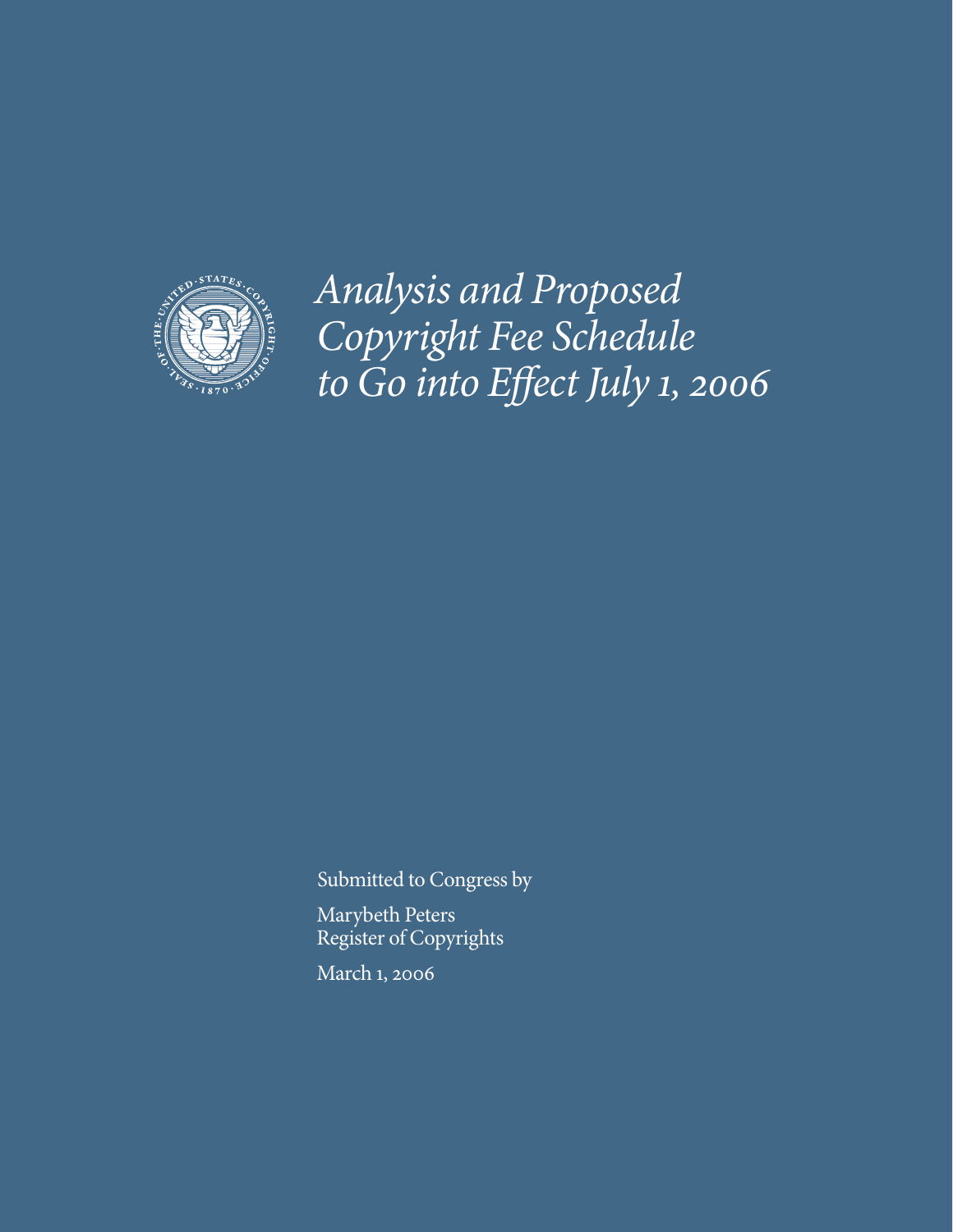# *Analysis and Proposed Copyright Fee Schedule to Go into Effect July 1, 2006*

Submitted to Congress by

Marybeth Peters
Register of Copyrights

March 1, 2006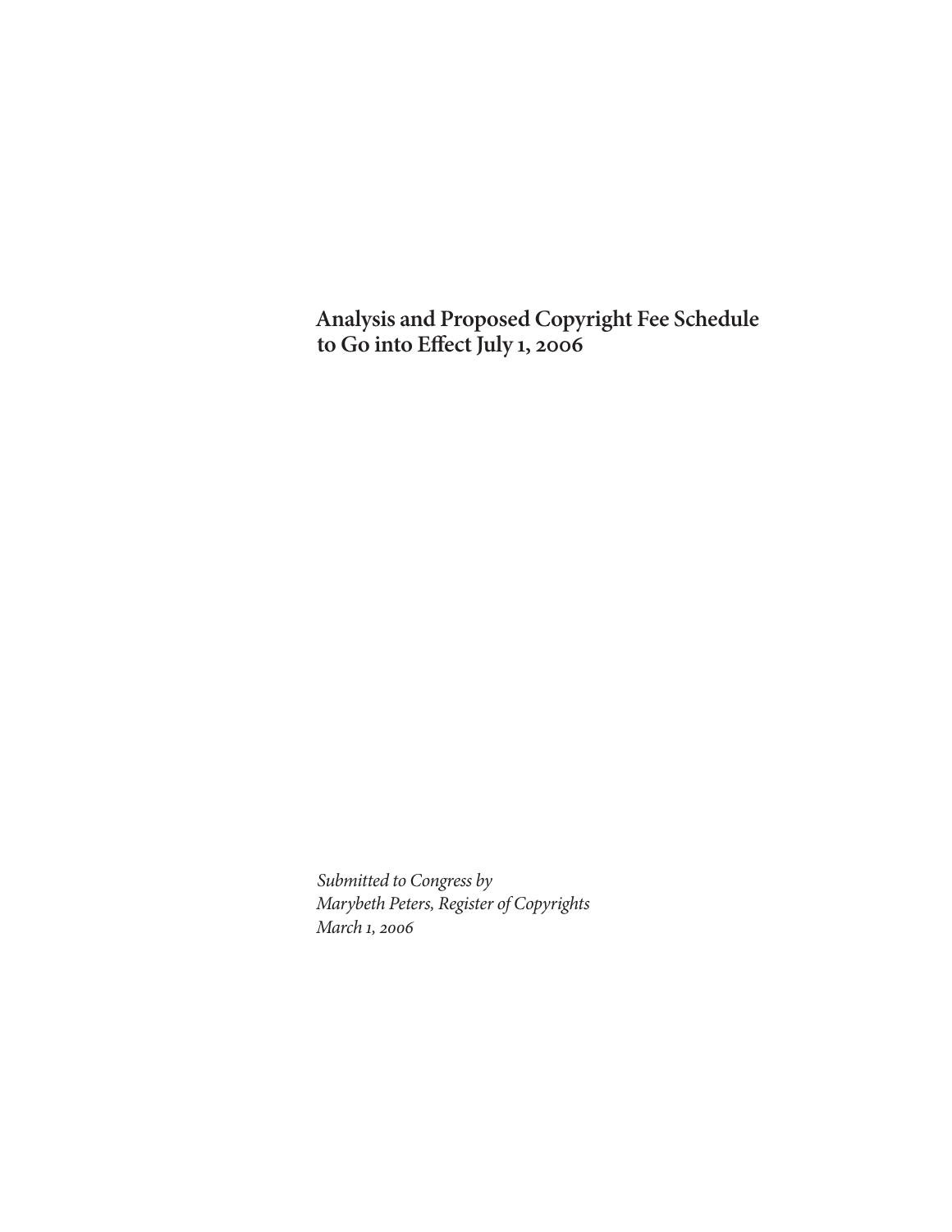# Analysis and Proposed Copyright Fee Schedule to Go into Effect July 1, 2006

*Submitted to Congress by*
*Marybeth Peters, Register of Copyrights*
*March 1, 2006*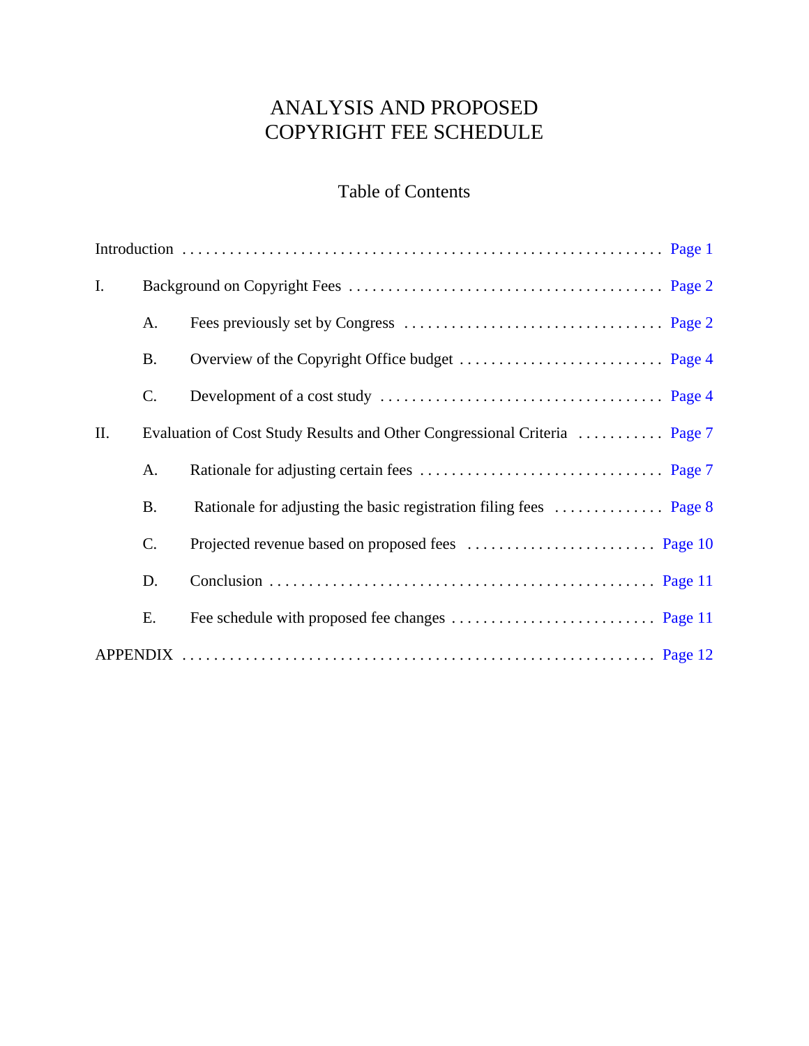# ANALYSIS AND PROPOSED COPYRIGHT FEE SCHEDULE

## Table of Contents

Introduction . . . . . . . . . . . . . . . . . . . . . . . . . . . . . . . . . . . . . . . . . . . . . . . . . . . . . . . . . . Page 1

I. Background on Copyright Fees . . . . . . . . . . . . . . . . . . . . . . . . . . . . . . . . . . . . . . . Page 2

- A. Fees previously set by Congress . . . . . . . . . . . . . . . . . . . . . . . . . . . . . . . . Page 2
- B. Overview of the Copyright Office budget . . . . . . . . . . . . . . . . . . . . . . . . . . Page 4
- C. Development of a cost study . . . . . . . . . . . . . . . . . . . . . . . . . . . . . . . . . . . Page 4

II. Evaluation of Cost Study Results and Other Congressional Criteria . . . . . . . . . . . Page 7

- A. Rationale for adjusting certain fees . . . . . . . . . . . . . . . . . . . . . . . . . . . . . . Page 7
- B. Rationale for adjusting the basic registration filing fees . . . . . . . . . . . . . . Page 8
- C. Projected revenue based on proposed fees . . . . . . . . . . . . . . . . . . . . . . . . Page 10
- D. Conclusion . . . . . . . . . . . . . . . . . . . . . . . . . . . . . . . . . . . . . . . . . . . . . . . Page 11
- E. Fee schedule with proposed fee changes . . . . . . . . . . . . . . . . . . . . . . . . . . Page 11

APPENDIX . . . . . . . . . . . . . . . . . . . . . . . . . . . . . . . . . . . . . . . . . . . . . . . . . . . . . . . . . . Page 12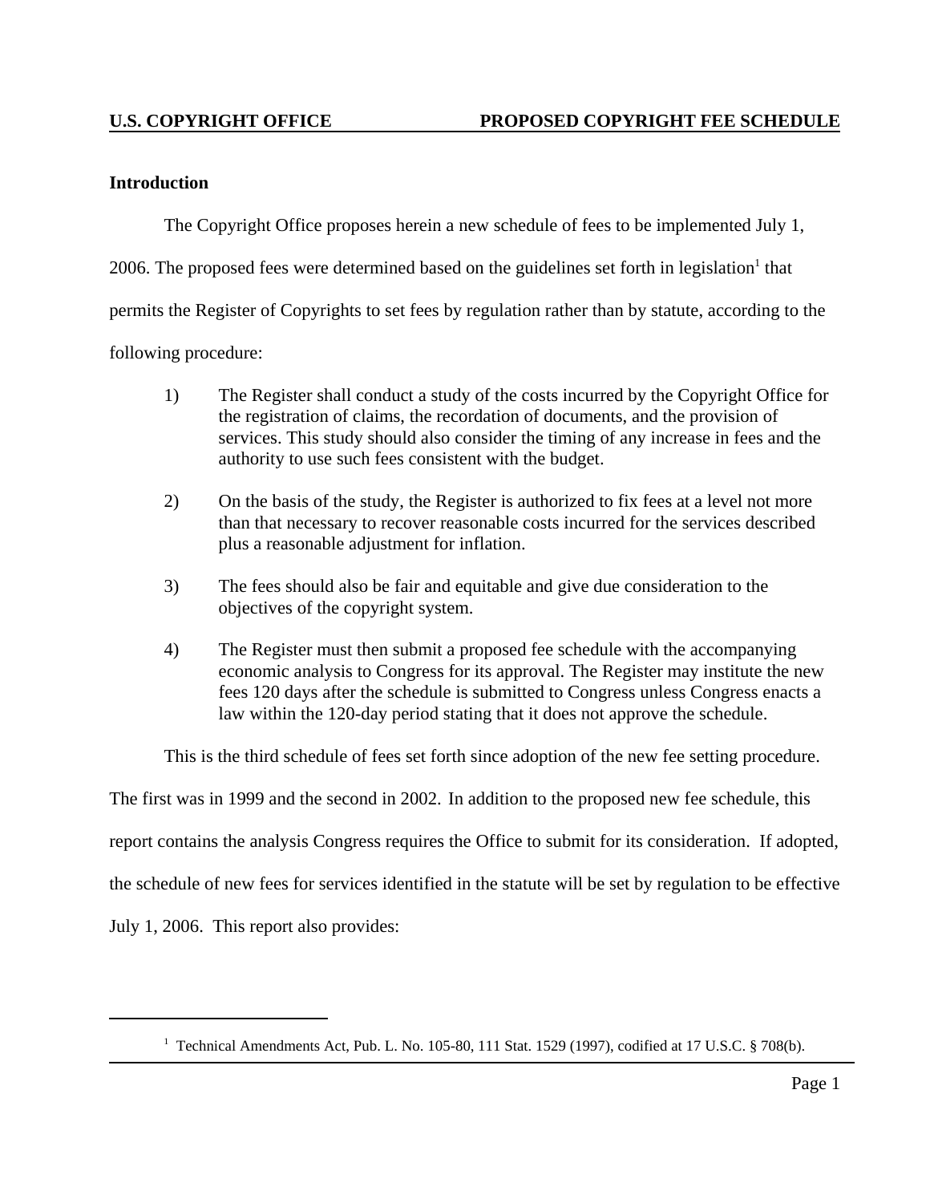## Introduction

The Copyright Office proposes herein a new schedule of fees to be implemented July 1, 2006. The proposed fees were determined based on the guidelines set forth in legislation[1] that permits the Register of Copyrights to set fees by regulation rather than by statute, according to the following procedure:

1) The Register shall conduct a study of the costs incurred by the Copyright Office for the registration of claims, the recordation of documents, and the provision of services. This study should also consider the timing of any increase in fees and the authority to use such fees consistent with the budget.

2) On the basis of the study, the Register is authorized to fix fees at a level not more than that necessary to recover reasonable costs incurred for the services described plus a reasonable adjustment for inflation.

3) The fees should also be fair and equitable and give due consideration to the objectives of the copyright system.

4) The Register must then submit a proposed fee schedule with the accompanying economic analysis to Congress for its approval. The Register may institute the new fees 120 days after the schedule is submitted to Congress unless Congress enacts a law within the 120-day period stating that it does not approve the schedule.

This is the third schedule of fees set forth since adoption of the new fee setting procedure. The first was in 1999 and the second in 2002. In addition to the proposed new fee schedule, this report contains the analysis Congress requires the Office to submit for its consideration. If adopted, the schedule of new fees for services identified in the statute will be set by regulation to be effective July 1, 2006. This report also provides:

---

[1] Technical Amendments Act, Pub. L. No. 105-80, 111 Stat. 1529 (1997), codified at 17 U.S.C. § 708(b).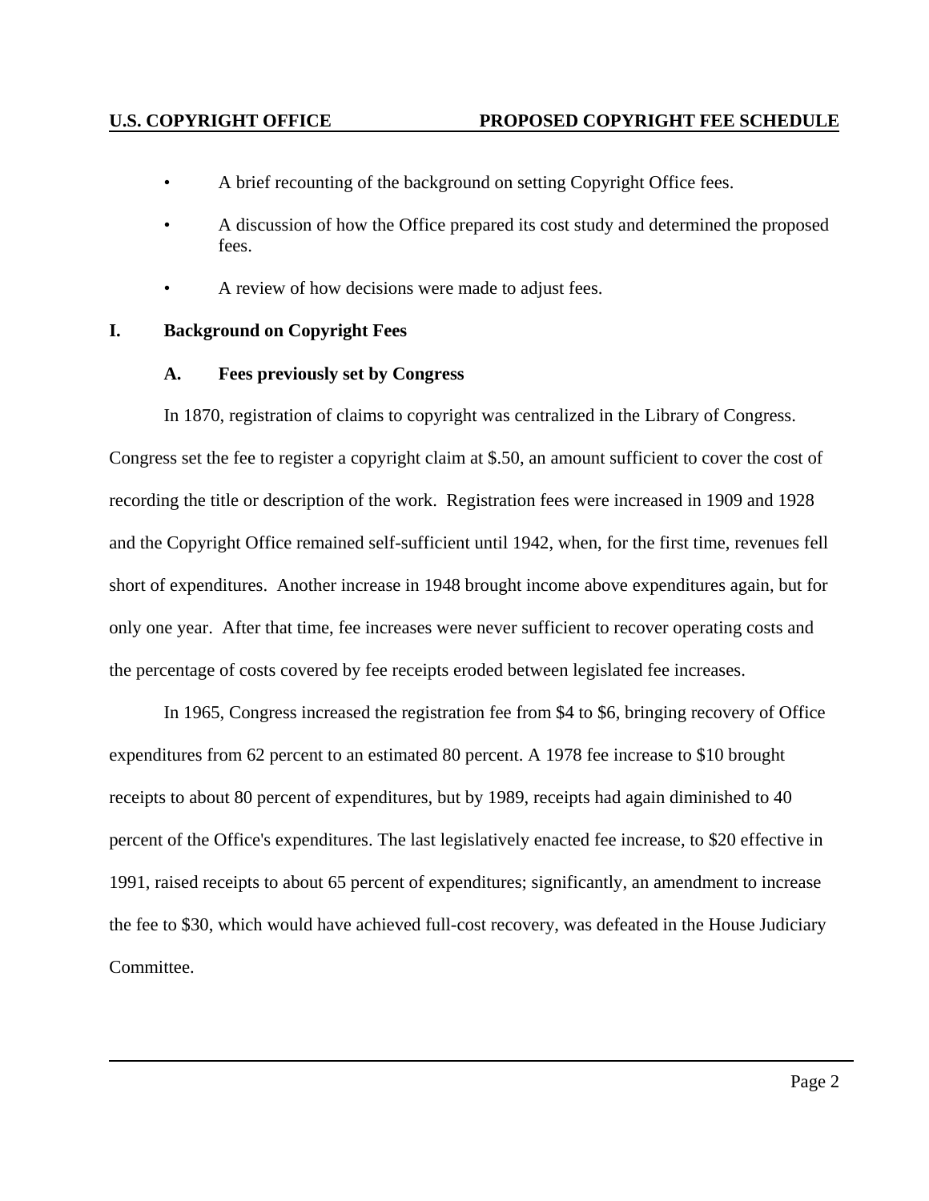- A brief recounting of the background on setting Copyright Office fees.
- A discussion of how the Office prepared its cost study and determined the proposed fees.
- A review of how decisions were made to adjust fees.

## I. Background on Copyright Fees

### A. Fees previously set by Congress

In 1870, registration of claims to copyright was centralized in the Library of Congress. Congress set the fee to register a copyright claim at $.50, an amount sufficient to cover the cost of recording the title or description of the work. Registration fees were increased in 1909 and 1928 and the Copyright Office remained self-sufficient until 1942, when, for the first time, revenues fell short of expenditures. Another increase in 1948 brought income above expenditures again, but for only one year. After that time, fee increases were never sufficient to recover operating costs and the percentage of costs covered by fee receipts eroded between legislated fee increases.

In 1965, Congress increased the registration fee from $4 to $6, bringing recovery of Office expenditures from 62 percent to an estimated 80 percent. A 1978 fee increase to $10 brought receipts to about 80 percent of expenditures, but by 1989, receipts had again diminished to 40 percent of the Office's expenditures. The last legislatively enacted fee increase, to $20 effective in 1991, raised receipts to about 65 percent of expenditures; significantly, an amendment to increase the fee to $30, which would have achieved full-cost recovery, was defeated in the House Judiciary Committee.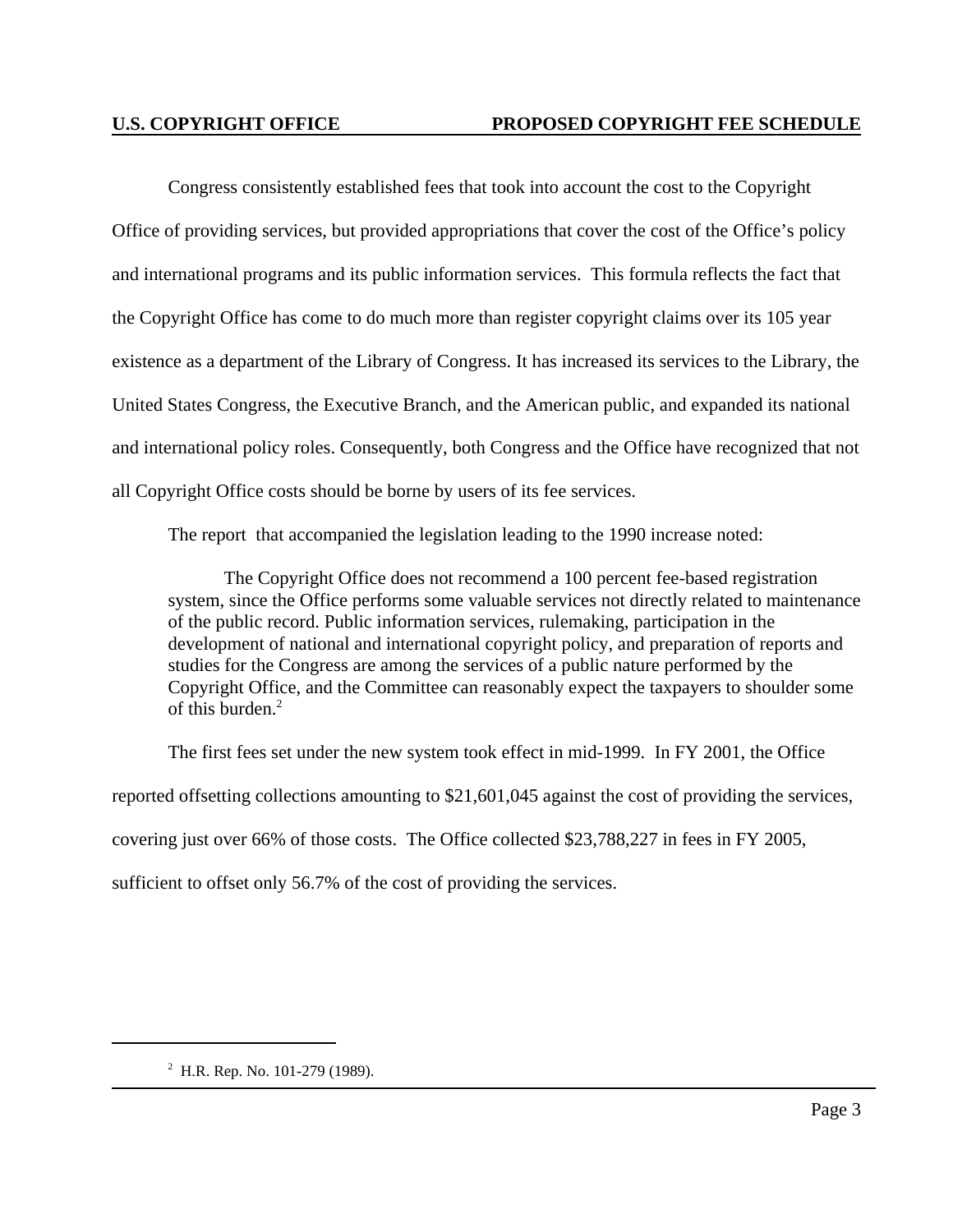Congress consistently established fees that took into account the cost to the Copyright Office of providing services, but provided appropriations that cover the cost of the Office's policy and international programs and its public information services. This formula reflects the fact that the Copyright Office has come to do much more than register copyright claims over its 105 year existence as a department of the Library of Congress. It has increased its services to the Library, the United States Congress, the Executive Branch, and the American public, and expanded its national and international policy roles. Consequently, both Congress and the Office have recognized that not all Copyright Office costs should be borne by users of its fee services.

The report that accompanied the legislation leading to the 1990 increase noted:

> The Copyright Office does not recommend a 100 percent fee-based registration system, since the Office performs some valuable services not directly related to maintenance of the public record. Public information services, rulemaking, participation in the development of national and international copyright policy, and preparation of reports and studies for the Congress are among the services of a public nature performed by the Copyright Office, and the Committee can reasonably expect the taxpayers to shoulder some of this burden.[2]

The first fees set under the new system took effect in mid-1999. In FY 2001, the Office reported offsetting collections amounting to $21,601,045 against the cost of providing the services, covering just over 66% of those costs. The Office collected $23,788,227 in fees in FY 2005, sufficient to offset only 56.7% of the cost of providing the services.

[2] H.R. Rep. No. 101-279 (1989).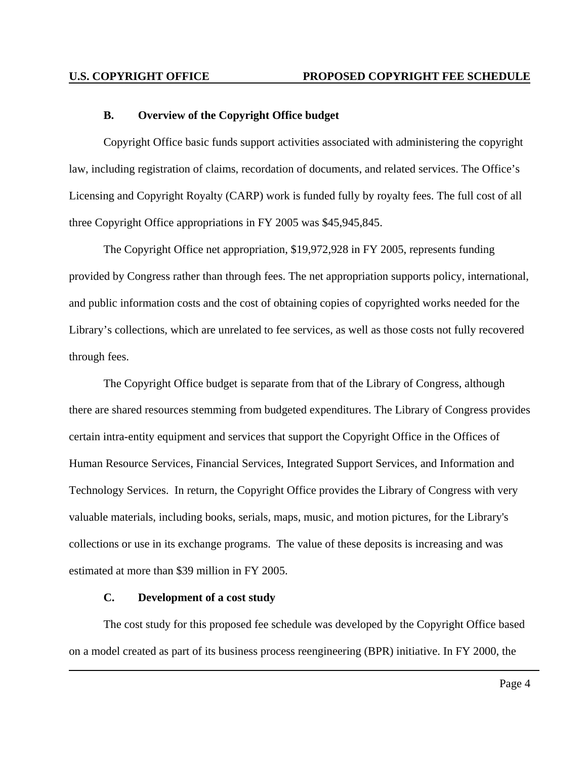### B. Overview of the Copyright Office budget

Copyright Office basic funds support activities associated with administering the copyright law, including registration of claims, recordation of documents, and related services. The Office's Licensing and Copyright Royalty (CARP) work is funded fully by royalty fees. The full cost of all three Copyright Office appropriations in FY 2005 was $45,945,845.

The Copyright Office net appropriation, $19,972,928 in FY 2005, represents funding provided by Congress rather than through fees. The net appropriation supports policy, international, and public information costs and the cost of obtaining copies of copyrighted works needed for the Library's collections, which are unrelated to fee services, as well as those costs not fully recovered through fees.

The Copyright Office budget is separate from that of the Library of Congress, although there are shared resources stemming from budgeted expenditures. The Library of Congress provides certain intra-entity equipment and services that support the Copyright Office in the Offices of Human Resource Services, Financial Services, Integrated Support Services, and Information and Technology Services. In return, the Copyright Office provides the Library of Congress with very valuable materials, including books, serials, maps, music, and motion pictures, for the Library's collections or use in its exchange programs. The value of these deposits is increasing and was estimated at more than $39 million in FY 2005.

### C. Development of a cost study

The cost study for this proposed fee schedule was developed by the Copyright Office based on a model created as part of its business process reengineering (BPR) initiative. In FY 2000, the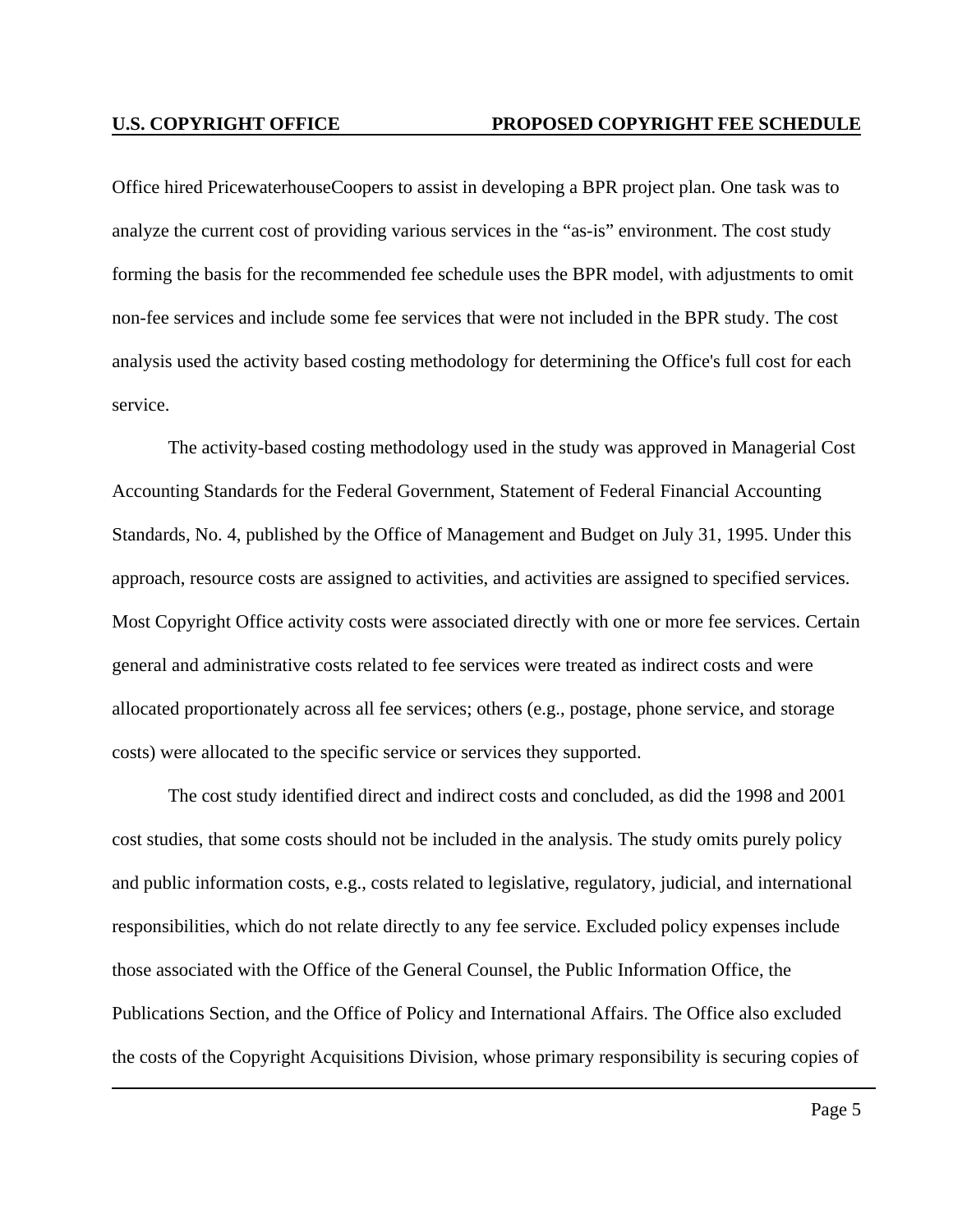Office hired PricewaterhouseCoopers to assist in developing a BPR project plan. One task was to analyze the current cost of providing various services in the "as-is" environment. The cost study forming the basis for the recommended fee schedule uses the BPR model, with adjustments to omit non-fee services and include some fee services that were not included in the BPR study. The cost analysis used the activity based costing methodology for determining the Office's full cost for each service.

The activity-based costing methodology used in the study was approved in Managerial Cost Accounting Standards for the Federal Government, Statement of Federal Financial Accounting Standards, No. 4, published by the Office of Management and Budget on July 31, 1995. Under this approach, resource costs are assigned to activities, and activities are assigned to specified services. Most Copyright Office activity costs were associated directly with one or more fee services. Certain general and administrative costs related to fee services were treated as indirect costs and were allocated proportionately across all fee services; others (e.g., postage, phone service, and storage costs) were allocated to the specific service or services they supported.

The cost study identified direct and indirect costs and concluded, as did the 1998 and 2001 cost studies, that some costs should not be included in the analysis. The study omits purely policy and public information costs, e.g., costs related to legislative, regulatory, judicial, and international responsibilities, which do not relate directly to any fee service. Excluded policy expenses include those associated with the Office of the General Counsel, the Public Information Office, the Publications Section, and the Office of Policy and International Affairs. The Office also excluded the costs of the Copyright Acquisitions Division, whose primary responsibility is securing copies of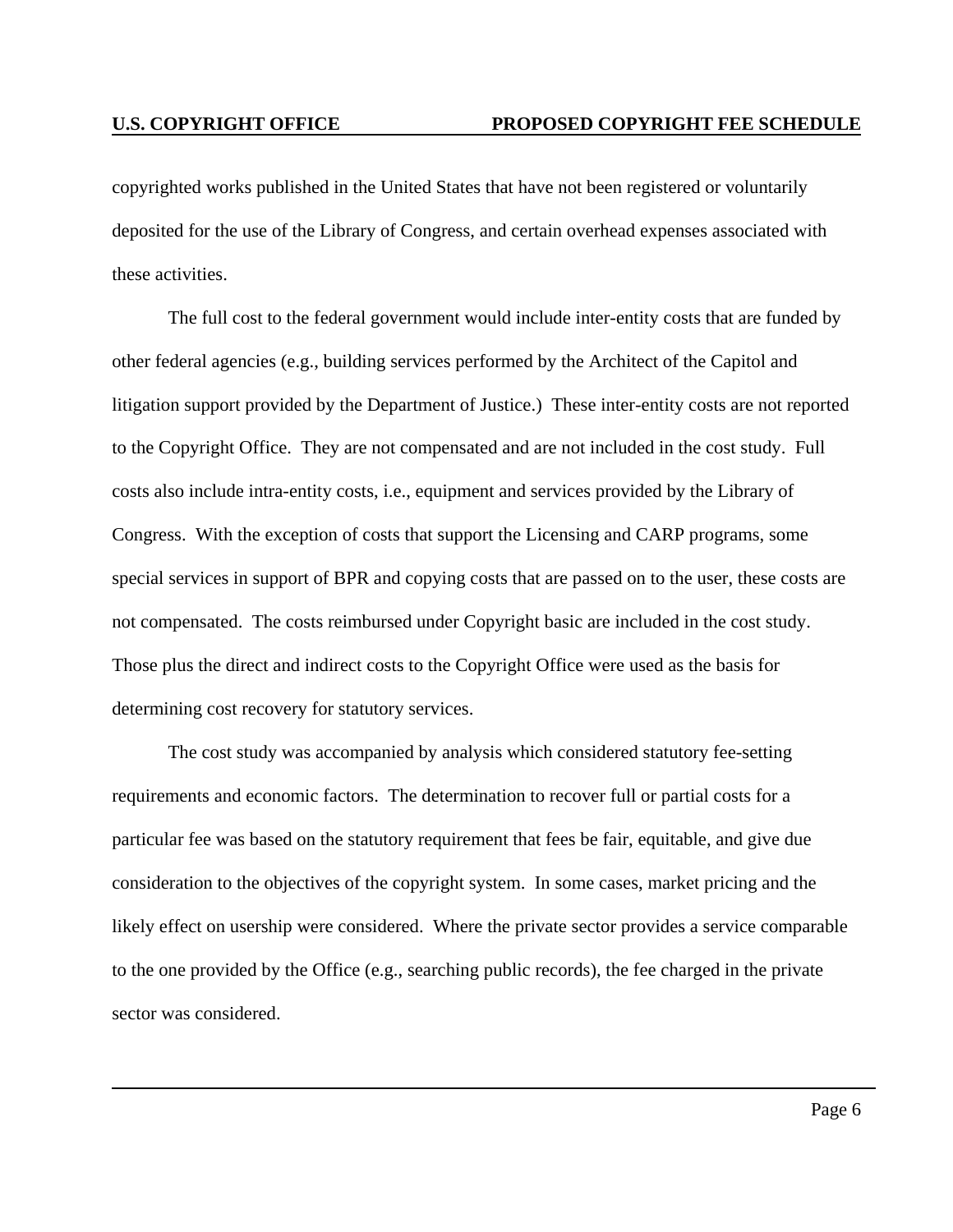copyrighted works published in the United States that have not been registered or voluntarily deposited for the use of the Library of Congress, and certain overhead expenses associated with these activities.

The full cost to the federal government would include inter-entity costs that are funded by other federal agencies (e.g., building services performed by the Architect of the Capitol and litigation support provided by the Department of Justice.) These inter-entity costs are not reported to the Copyright Office. They are not compensated and are not included in the cost study. Full costs also include intra-entity costs, i.e., equipment and services provided by the Library of Congress. With the exception of costs that support the Licensing and CARP programs, some special services in support of BPR and copying costs that are passed on to the user, these costs are not compensated. The costs reimbursed under Copyright basic are included in the cost study. Those plus the direct and indirect costs to the Copyright Office were used as the basis for determining cost recovery for statutory services.

The cost study was accompanied by analysis which considered statutory fee-setting requirements and economic factors. The determination to recover full or partial costs for a particular fee was based on the statutory requirement that fees be fair, equitable, and give due consideration to the objectives of the copyright system. In some cases, market pricing and the likely effect on usership were considered. Where the private sector provides a service comparable to the one provided by the Office (e.g., searching public records), the fee charged in the private sector was considered.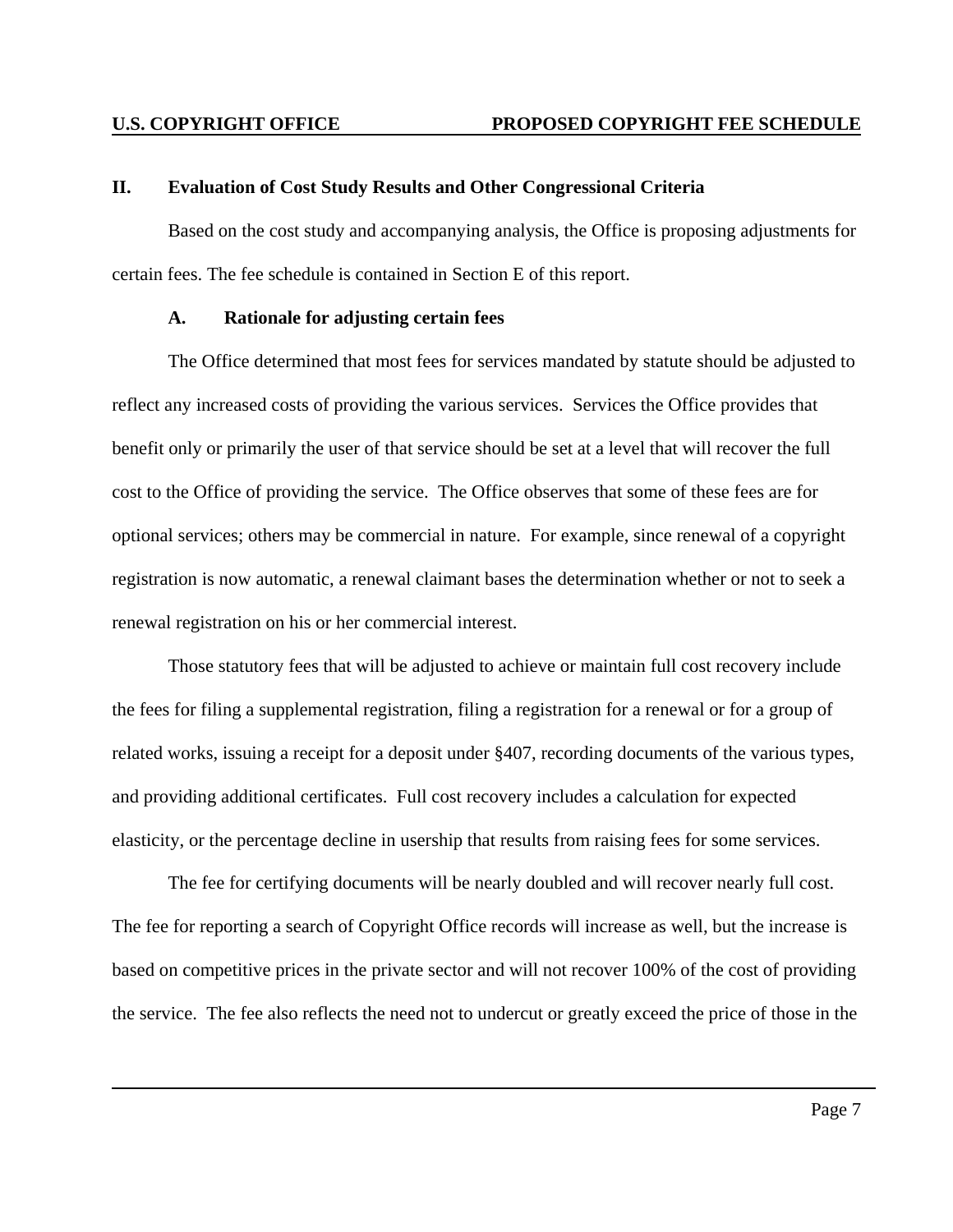## II. Evaluation of Cost Study Results and Other Congressional Criteria

Based on the cost study and accompanying analysis, the Office is proposing adjustments for certain fees. The fee schedule is contained in Section E of this report.

### A. Rationale for adjusting certain fees

The Office determined that most fees for services mandated by statute should be adjusted to reflect any increased costs of providing the various services. Services the Office provides that benefit only or primarily the user of that service should be set at a level that will recover the full cost to the Office of providing the service. The Office observes that some of these fees are for optional services; others may be commercial in nature. For example, since renewal of a copyright registration is now automatic, a renewal claimant bases the determination whether or not to seek a renewal registration on his or her commercial interest.

Those statutory fees that will be adjusted to achieve or maintain full cost recovery include the fees for filing a supplemental registration, filing a registration for a renewal or for a group of related works, issuing a receipt for a deposit under §407, recording documents of the various types, and providing additional certificates. Full cost recovery includes a calculation for expected elasticity, or the percentage decline in usership that results from raising fees for some services.

The fee for certifying documents will be nearly doubled and will recover nearly full cost. The fee for reporting a search of Copyright Office records will increase as well, but the increase is based on competitive prices in the private sector and will not recover 100% of the cost of providing the service. The fee also reflects the need not to undercut or greatly exceed the price of those in the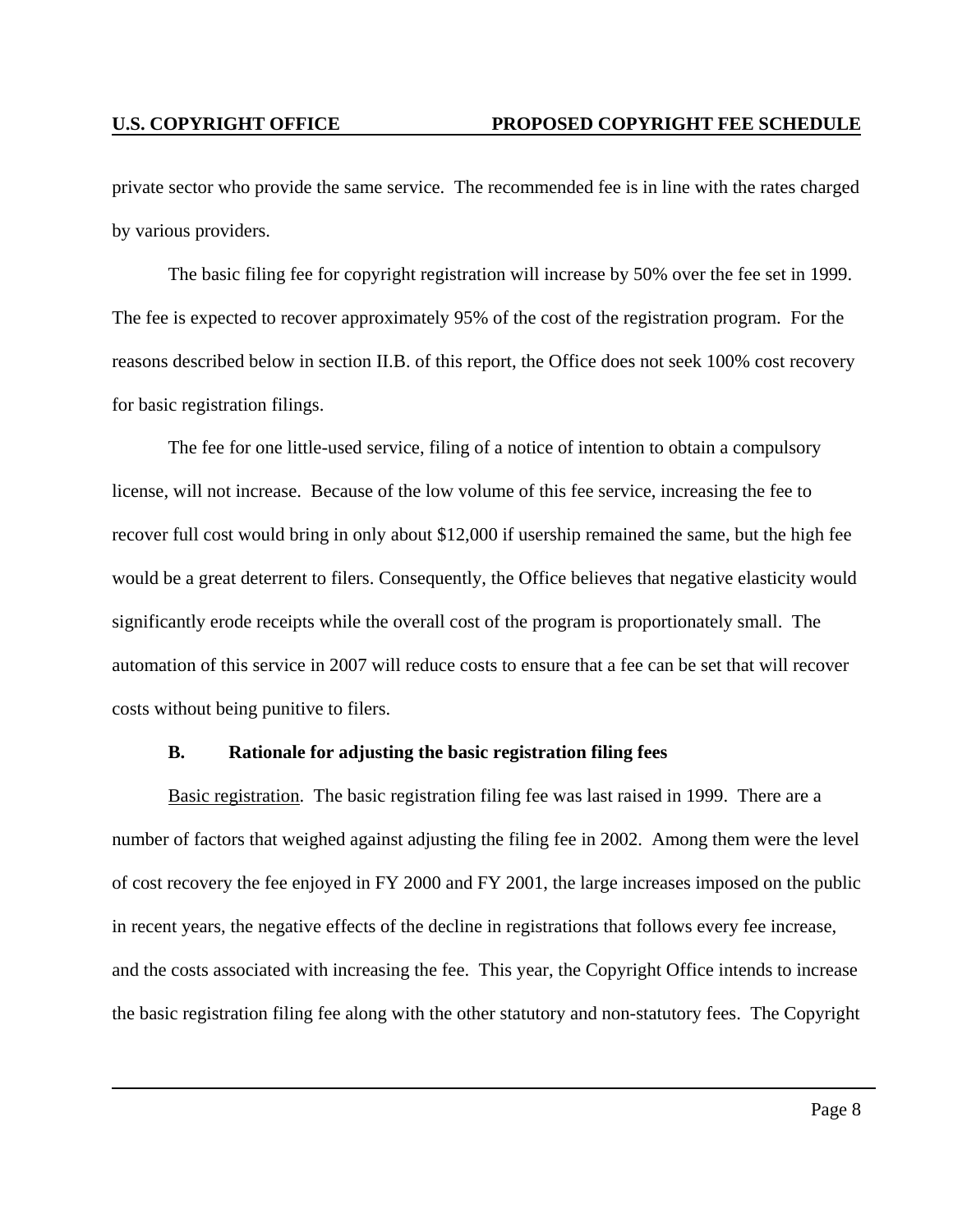private sector who provide the same service. The recommended fee is in line with the rates charged by various providers.

The basic filing fee for copyright registration will increase by 50% over the fee set in 1999. The fee is expected to recover approximately 95% of the cost of the registration program. For the reasons described below in section II.B. of this report, the Office does not seek 100% cost recovery for basic registration filings.

The fee for one little-used service, filing of a notice of intention to obtain a compulsory license, will not increase. Because of the low volume of this fee service, increasing the fee to recover full cost would bring in only about $12,000 if usership remained the same, but the high fee would be a great deterrent to filers. Consequently, the Office believes that negative elasticity would significantly erode receipts while the overall cost of the program is proportionately small. The automation of this service in 2007 will reduce costs to ensure that a fee can be set that will recover costs without being punitive to filers.

### B. Rationale for adjusting the basic registration filing fees

Basic registration. The basic registration filing fee was last raised in 1999. There are a number of factors that weighed against adjusting the filing fee in 2002. Among them were the level of cost recovery the fee enjoyed in FY 2000 and FY 2001, the large increases imposed on the public in recent years, the negative effects of the decline in registrations that follows every fee increase, and the costs associated with increasing the fee. This year, the Copyright Office intends to increase the basic registration filing fee along with the other statutory and non-statutory fees. The Copyright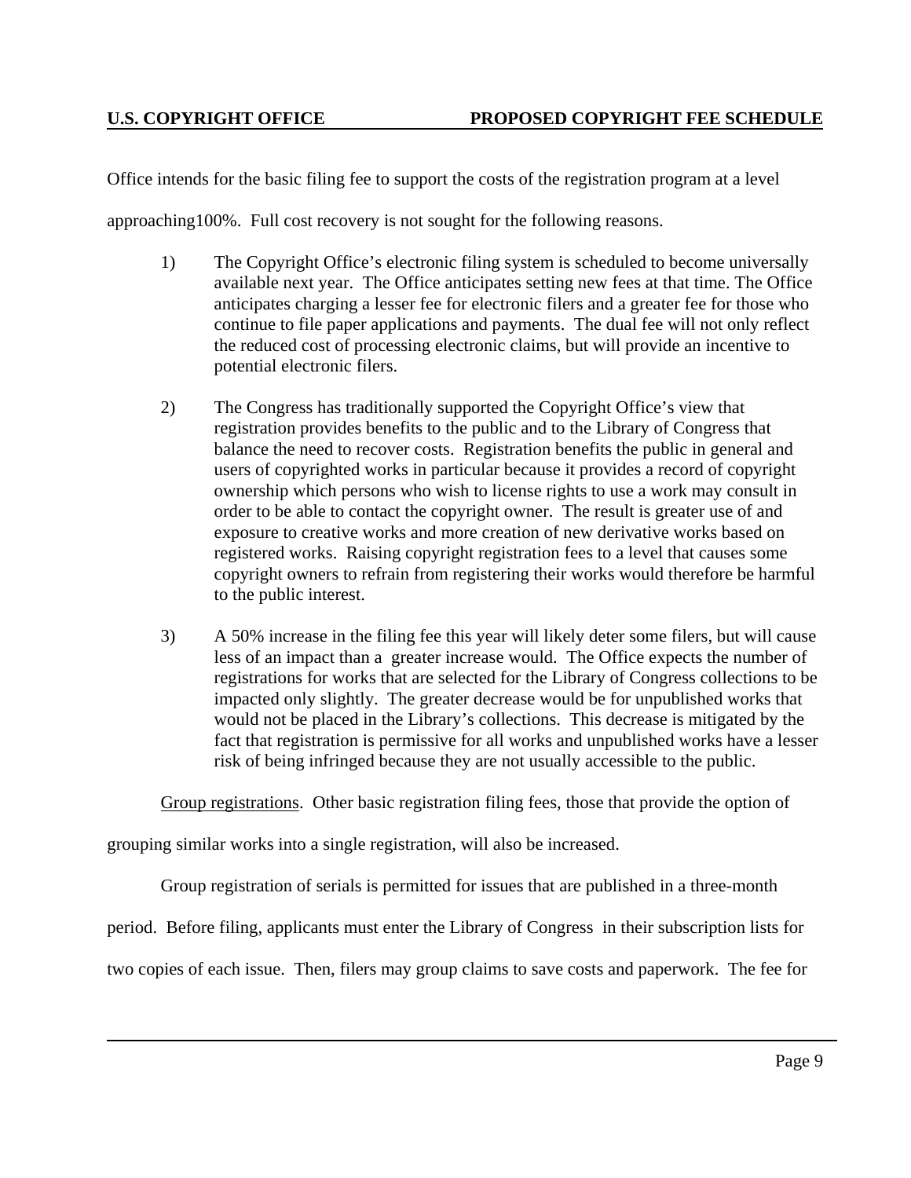Office intends for the basic filing fee to support the costs of the registration program at a level approaching100%. Full cost recovery is not sought for the following reasons.

1) The Copyright Office's electronic filing system is scheduled to become universally available next year. The Office anticipates setting new fees at that time. The Office anticipates charging a lesser fee for electronic filers and a greater fee for those who continue to file paper applications and payments. The dual fee will not only reflect the reduced cost of processing electronic claims, but will provide an incentive to potential electronic filers.

2) The Congress has traditionally supported the Copyright Office's view that registration provides benefits to the public and to the Library of Congress that balance the need to recover costs. Registration benefits the public in general and users of copyrighted works in particular because it provides a record of copyright ownership which persons who wish to license rights to use a work may consult in order to be able to contact the copyright owner. The result is greater use of and exposure to creative works and more creation of new derivative works based on registered works. Raising copyright registration fees to a level that causes some copyright owners to refrain from registering their works would therefore be harmful to the public interest.

3) A 50% increase in the filing fee this year will likely deter some filers, but will cause less of an impact than a greater increase would. The Office expects the number of registrations for works that are selected for the Library of Congress collections to be impacted only slightly. The greater decrease would be for unpublished works that would not be placed in the Library's collections. This decrease is mitigated by the fact that registration is permissive for all works and unpublished works have a lesser risk of being infringed because they are not usually accessible to the public.

Group registrations. Other basic registration filing fees, those that provide the option of grouping similar works into a single registration, will also be increased.

Group registration of serials is permitted for issues that are published in a three-month period. Before filing, applicants must enter the Library of Congress in their subscription lists for two copies of each issue. Then, filers may group claims to save costs and paperwork. The fee for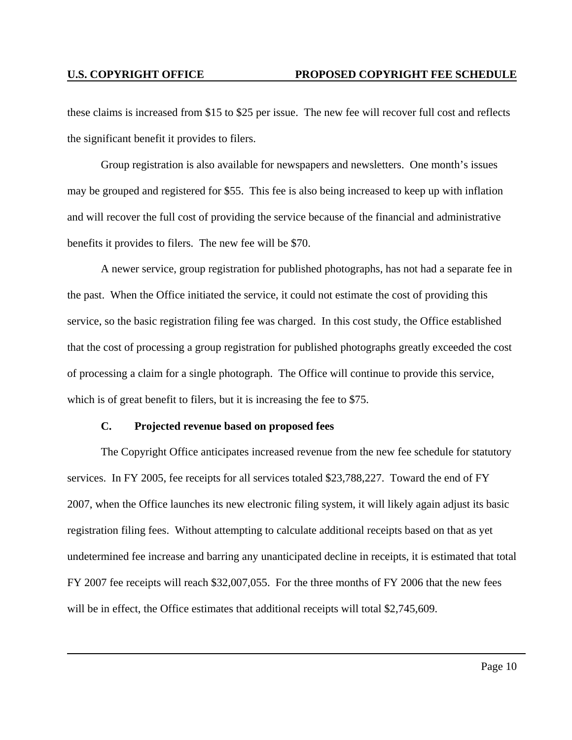these claims is increased from $15 to $25 per issue. The new fee will recover full cost and reflects the significant benefit it provides to filers.

Group registration is also available for newspapers and newsletters. One month's issues may be grouped and registered for $55. This fee is also being increased to keep up with inflation and will recover the full cost of providing the service because of the financial and administrative benefits it provides to filers. The new fee will be $70.

A newer service, group registration for published photographs, has not had a separate fee in the past. When the Office initiated the service, it could not estimate the cost of providing this service, so the basic registration filing fee was charged. In this cost study, the Office established that the cost of processing a group registration for published photographs greatly exceeded the cost of processing a claim for a single photograph. The Office will continue to provide this service, which is of great benefit to filers, but it is increasing the fee to $75.

### C. Projected revenue based on proposed fees

The Copyright Office anticipates increased revenue from the new fee schedule for statutory services. In FY 2005, fee receipts for all services totaled $23,788,227. Toward the end of FY 2007, when the Office launches its new electronic filing system, it will likely again adjust its basic registration filing fees. Without attempting to calculate additional receipts based on that as yet undetermined fee increase and barring any unanticipated decline in receipts, it is estimated that total FY 2007 fee receipts will reach $32,007,055. For the three months of FY 2006 that the new fees will be in effect, the Office estimates that additional receipts will total $2,745,609.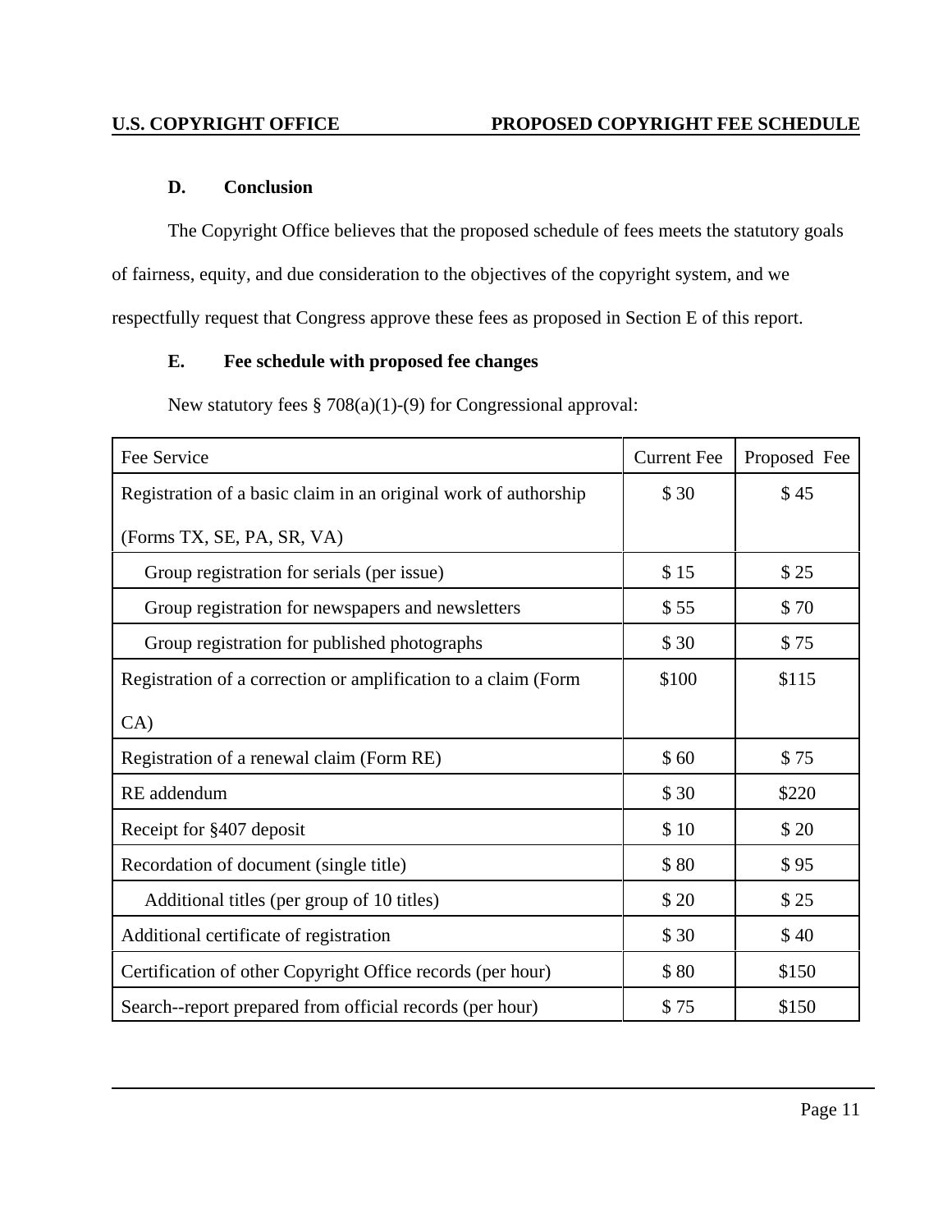### D. Conclusion

The Copyright Office believes that the proposed schedule of fees meets the statutory goals of fairness, equity, and due consideration to the objectives of the copyright system, and we respectfully request that Congress approve these fees as proposed in Section E of this report.

### E. Fee schedule with proposed fee changes

New statutory fees § 708(a)(1)-(9) for Congressional approval:

| Fee Service | Current Fee | Proposed Fee |
|---|---|---|
| Registration of a basic claim in an original work of authorship (Forms TX, SE, PA, SR, VA) | $ 30 | $ 45 |
| Group registration for serials (per issue) | $ 15 | $ 25 |
| Group registration for newspapers and newsletters | $ 55 | $ 70 |
| Group registration for published photographs | $ 30 | $ 75 |
| Registration of a correction or amplification to a claim (Form CA) | $100 | $115 |
| Registration of a renewal claim (Form RE) | $ 60 | $ 75 |
| RE addendum | $ 30 | $220 |
| Receipt for §407 deposit | $ 10 | $ 20 |
| Recordation of document (single title) | $ 80 | $ 95 |
| Additional titles (per group of 10 titles) | $ 20 | $ 25 |
| Additional certificate of registration | $ 30 | $ 40 |
| Certification of other Copyright Office records (per hour) | $ 80 | $150 |
| Search--report prepared from official records (per hour) | $ 75 | $150 |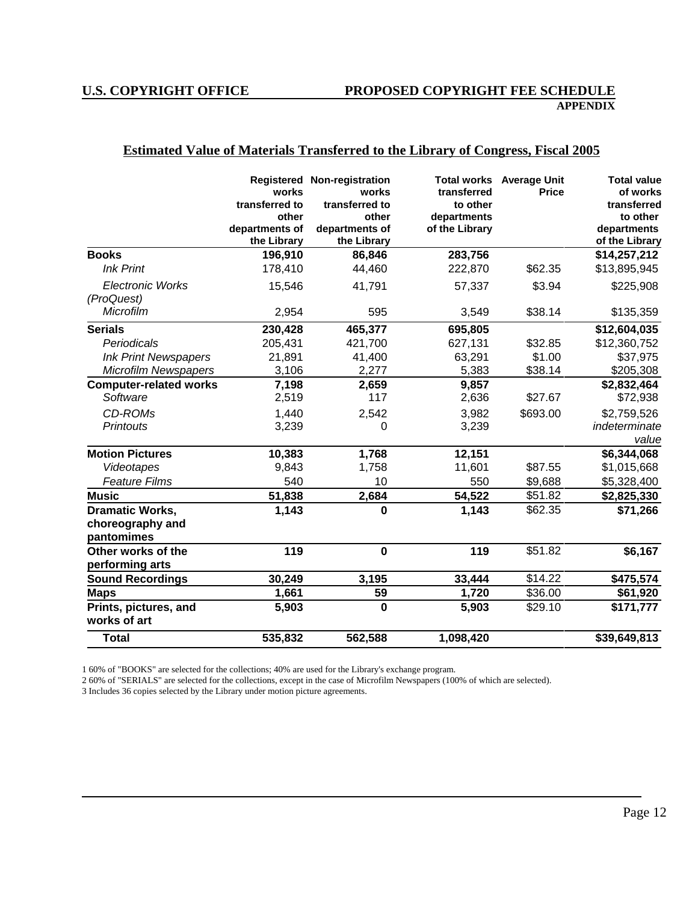## Estimated Value of Materials Transferred to the Library of Congress, Fiscal 2005

| | Registered works transferred to other departments of the Library | Non-registration works transferred to other departments of the Library | Total works transferred to other departments of the Library | Average Unit Price | Total value of works transferred to other departments of the Library |
|---|---|---|---|---|---|
| **Books** | **196,910** | **86,846** | **283,756** | | **$14,257,212** |
| *Ink Print* | 178,410 | 44,460 | 222,870 | $62.35 | $13,895,945 |
| *Electronic Works (ProQuest)* | 15,546 | 41,791 | 57,337 | $3.94 | $225,908 |
| *Microfilm* | 2,954 | 595 | 3,549 | $38.14 | $135,359 |
| **Serials** | **230,428** | **465,377** | **695,805** | | **$12,604,035** |
| *Periodicals* | 205,431 | 421,700 | 627,131 | $32.85 | $12,360,752 |
| *Ink Print Newspapers* | 21,891 | 41,400 | 63,291 | $1.00 | $37,975 |
| *Microfilm Newspapers* | 3,106 | 2,277 | 5,383 | $38.14 | $205,308 |
| **Computer-related works** | **7,198** | **2,659** | **9,857** | | **$2,832,464** |
| *Software* | 2,519 | 117 | 2,636 | $27.67 | $72,938 |
| *CD-ROMs* | 1,440 | 2,542 | 3,982 | $693.00 | $2,759,526 |
| *Printouts* | 3,239 | 0 | 3,239 | | *indeterminate value* |
| **Motion Pictures** | **10,383** | **1,768** | **12,151** | | **$6,344,068** |
| *Videotapes* | 9,843 | 1,758 | 11,601 | $87.55 | $1,015,668 |
| *Feature Films* | 540 | 10 | 550 | $9,688 | $5,328,400 |
| **Music** | **51,838** | **2,684** | **54,522** | $51.82 | **$2,825,330** |
| **Dramatic Works, choreography and pantomimes** | **1,143** | **0** | **1,143** | $62.35 | **$71,266** |
| **Other works of the performing arts** | **119** | **0** | **119** | $51.82 | **$6,167** |
| **Sound Recordings** | **30,249** | **3,195** | **33,444** | $14.22 | **$475,574** |
| **Maps** | **1,661** | **59** | **1,720** | $36.00 | **$61,920** |
| **Prints, pictures, and works of art** | **5,903** | **0** | **5,903** | $29.10 | **$171,777** |
| **Total** | **535,832** | **562,588** | **1,098,420** | | **$39,649,813** |

1 60% of "BOOKS" are selected for the collections; 40% are used for the Library's exchange program.

2 60% of "SERIALS" are selected for the collections, except in the case of Microfilm Newspapers (100% of which are selected).

3 Includes 36 copies selected by the Library under motion picture agreements.